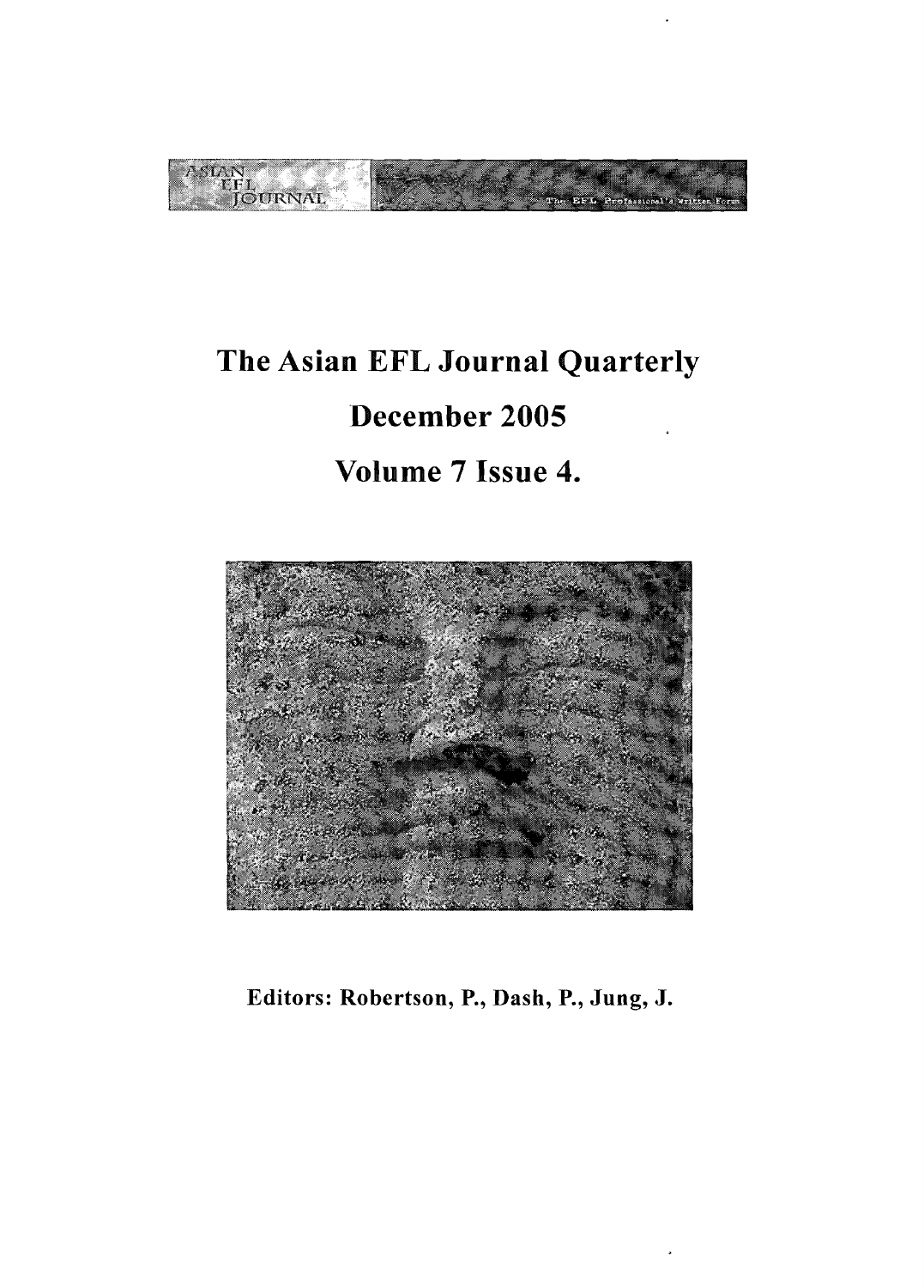# The Asian EFL Journal Quarterly

## December 2005

## Volume 7 Issue 4.

**Editors: Robertson, P., Dash, P., Jung, J.**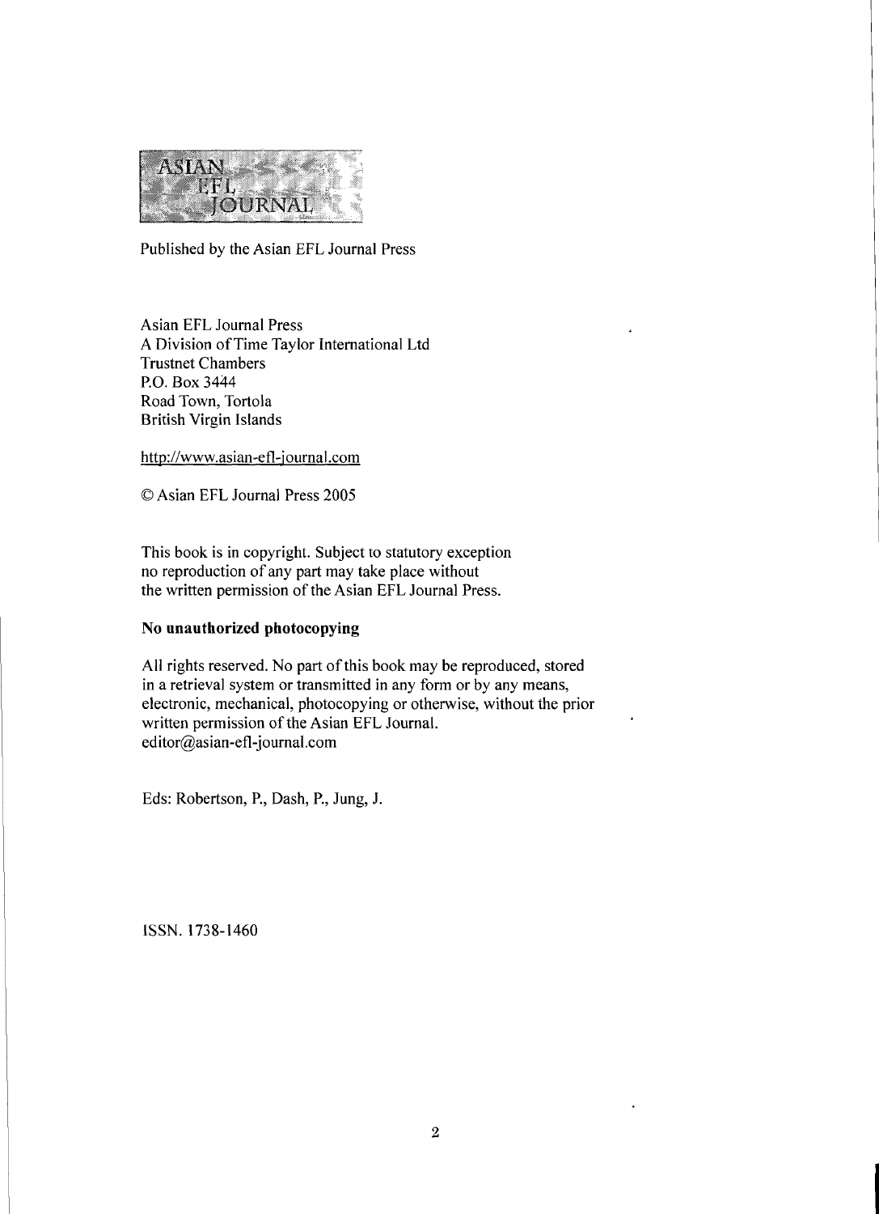ASIAN EFL JOURNAL

Published by the Asian EFL Journal Press

Asian EFL Journal Press
A Division of Time Taylor International Ltd
Trustnet Chambers
P.O. Box 3444
Road Town, Tortola
British Virgin Islands

http://www.asian-efl-journal.com

© Asian EFL Journal Press 2005

This book is in copyright. Subject to statutory exception
no reproduction of any part may take place without
the written permission of the Asian EFL Journal Press.

**No unauthorized photocopying**

All rights reserved. No part of this book may be reproduced, stored
in a retrieval system or transmitted in any form or by any means,
electronic, mechanical, photocopying or otherwise, without the prior
written permission of the Asian EFL Journal.
editor@asian-efl-journal.com

Eds: Robertson, P., Dash, P., Jung, J.

ISSN. 1738-1460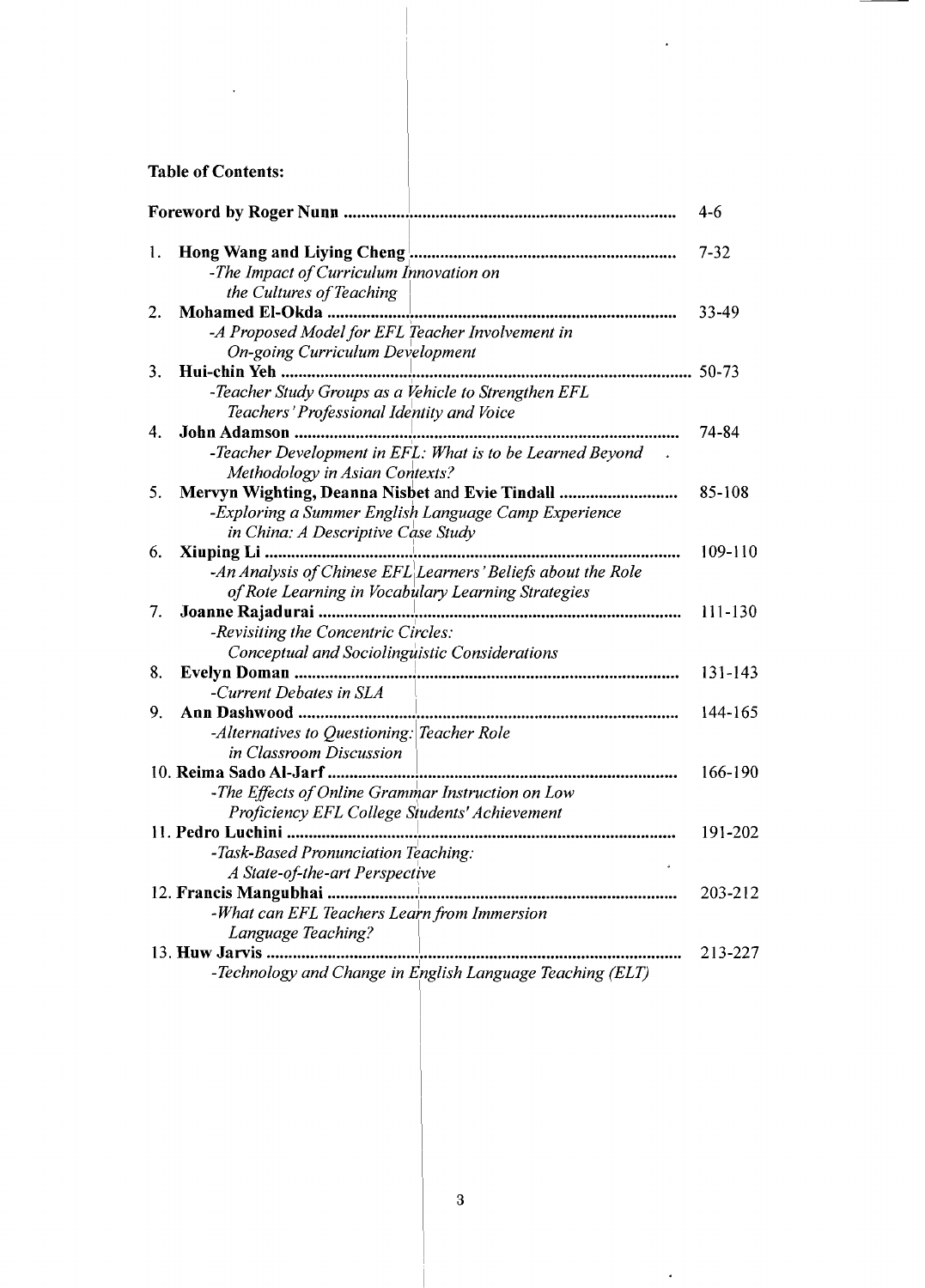**Table of Contents:**

**Foreword by Roger Nunn** ........................................................................ 4-6

1. **Hong Wang and Liying Cheng** ........................................................ 7-32
   *-The Impact of Curriculum Innovation on the Cultures of Teaching*
2. **Mohamed El-Okda** ........................................................................ 33-49
   *-A Proposed Model for EFL Teacher Involvement in On-going Curriculum Development*
3. **Hui-chin Yeh** ........................................................................ 50-73
   *-Teacher Study Groups as a Vehicle to Strengthen EFL Teachers' Professional Identity and Voice*
4. **John Adamson** ........................................................................ 74-84
   *-Teacher Development in EFL: What is to be Learned Beyond Methodology in Asian Contexts?*
5. **Mervyn Wighting, Deanna Nisbet** and **Evie Tindall** ........................... 85-108
   *-Exploring a Summer English Language Camp Experience in China: A Descriptive Case Study*
6. **Xiuping Li** ........................................................................ 109-110
   *-An Analysis of Chinese EFL Learners' Beliefs about the Role of Rote Learning in Vocabulary Learning Strategies*
7. **Joanne Rajadurai** ........................................................................ 111-130
   *-Revisiting the Concentric Circles: Conceptual and Sociolinguistic Considerations*
8. **Evelyn Doman** ........................................................................ 131-143
   *-Current Debates in SLA*
9. **Ann Dashwood** ........................................................................ 144-165
   *-Alternatives to Questioning: Teacher Role in Classroom Discussion*
10. **Reima Sado Al-Jarf** ........................................................................ 166-190
    *-The Effects of Online Grammar Instruction on Low Proficiency EFL College Students' Achievement*
11. **Pedro Luchini** ........................................................................ 191-202
    *-Task-Based Pronunciation Teaching: A State-of-the-art Perspective*
12. **Francis Mangubhai** ........................................................................ 203-212
    *-What can EFL Teachers Learn from Immersion Language Teaching?*
13. **Huw Jarvis** ........................................................................ 213-227
    *-Technology and Change in English Language Teaching (ELT)*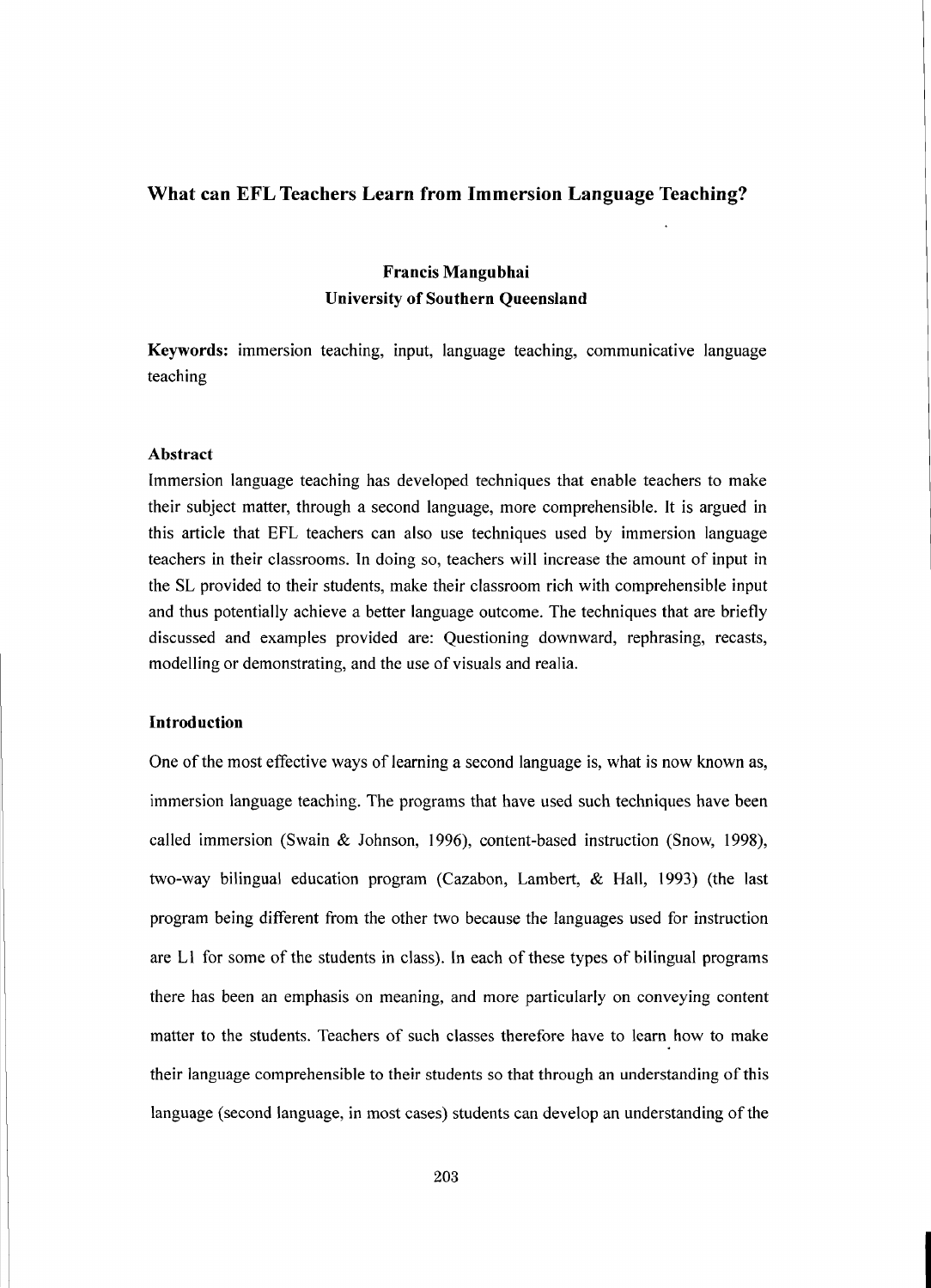# What can EFL Teachers Learn from Immersion Language Teaching?

**Francis Mangubhai**
**University of Southern Queensland**

**Keywords:** immersion teaching, input, language teaching, communicative language teaching

## Abstract

Immersion language teaching has developed techniques that enable teachers to make their subject matter, through a second language, more comprehensible. It is argued in this article that EFL teachers can also use techniques used by immersion language teachers in their classrooms. In doing so, teachers will increase the amount of input in the SL provided to their students, make their classroom rich with comprehensible input and thus potentially achieve a better language outcome. The techniques that are briefly discussed and examples provided are: Questioning downward, rephrasing, recasts, modelling or demonstrating, and the use of visuals and realia.

## Introduction

One of the most effective ways of learning a second language is, what is now known as, immersion language teaching. The programs that have used such techniques have been called immersion (Swain & Johnson, 1996), content-based instruction (Snow, 1998), two-way bilingual education program (Cazabon, Lambert, & Hall, 1993) (the last program being different from the other two because the languages used for instruction are L1 for some of the students in class). In each of these types of bilingual programs there has been an emphasis on meaning, and more particularly on conveying content matter to the students. Teachers of such classes therefore have to learn how to make their language comprehensible to their students so that through an understanding of this language (second language, in most cases) students can develop an understanding of the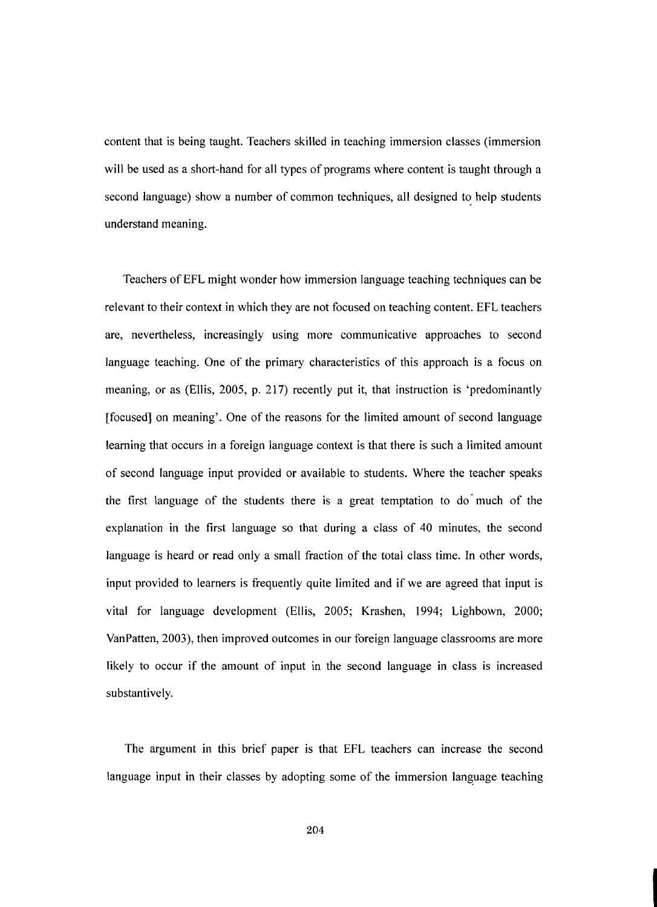content that is being taught. Teachers skilled in teaching immersion classes (immersion will be used as a short-hand for all types of programs where content is taught through a second language) show a number of common techniques, all designed to help students understand meaning.

Teachers of EFL might wonder how immersion language teaching techniques can be relevant to their context in which they are not focused on teaching content. EFL teachers are, nevertheless, increasingly using more communicative approaches to second language teaching. One of the primary characteristics of this approach is a focus on meaning, or as (Ellis, 2005, p. 217) recently put it, that instruction is 'predominantly [focused] on meaning'. One of the reasons for the limited amount of second language learning that occurs in a foreign language context is that there is such a limited amount of second language input provided or available to students. Where the teacher speaks the first language of the students there is a great temptation to do much of the explanation in the first language so that during a class of 40 minutes, the second language is heard or read only a small fraction of the total class time. In other words, input provided to learners is frequently quite limited and if we are agreed that input is vital for language development (Ellis, 2005; Krashen, 1994; Lighbown, 2000; VanPatten, 2003), then improved outcomes in our foreign language classrooms are more likely to occur if the amount of input in the second language in class is increased substantively.

The argument in this brief paper is that EFL teachers can increase the second language input in their classes by adopting some of the immersion language teaching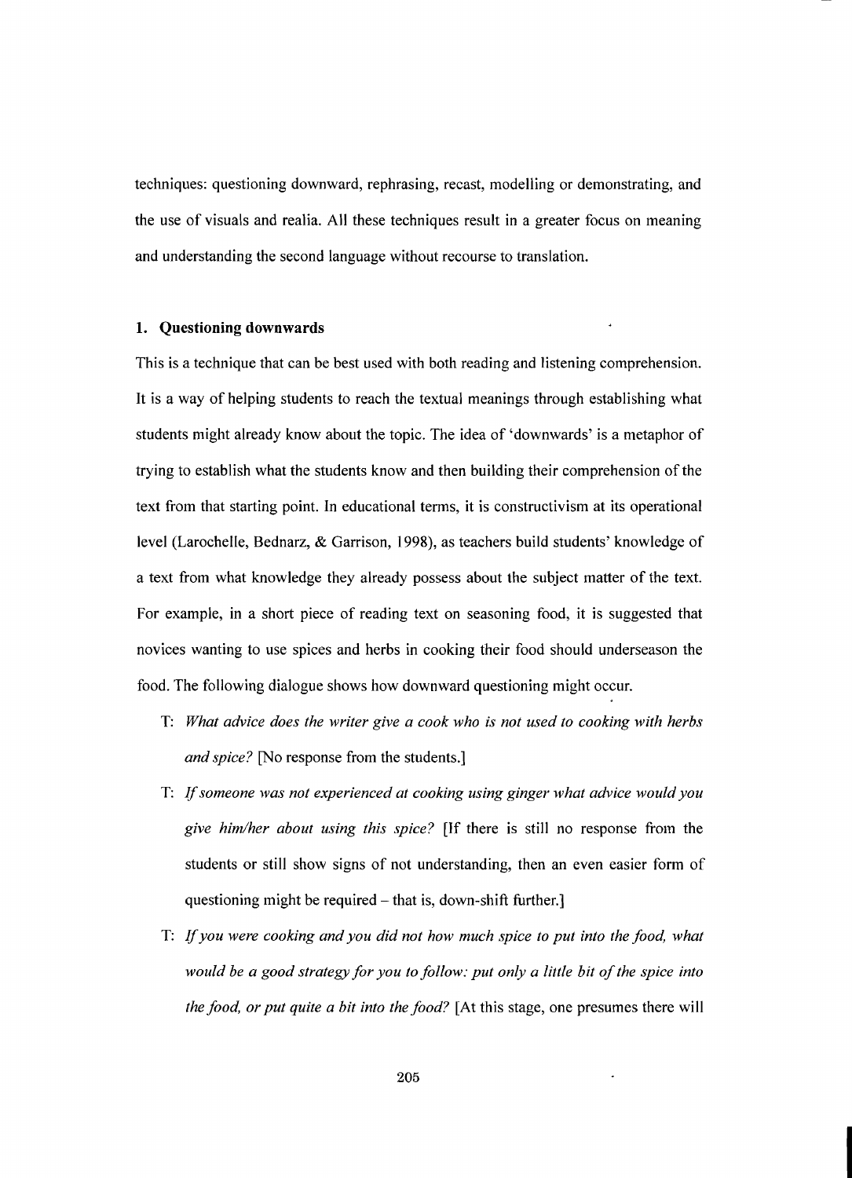techniques: questioning downward, rephrasing, recast, modelling or demonstrating, and the use of visuals and realia. All these techniques result in a greater focus on meaning and understanding the second language without recourse to translation.

### 1. Questioning downwards

This is a technique that can be best used with both reading and listening comprehension. It is a way of helping students to reach the textual meanings through establishing what students might already know about the topic. The idea of 'downwards' is a metaphor of trying to establish what the students know and then building their comprehension of the text from that starting point. In educational terms, it is constructivism at its operational level (Larochelle, Bednarz, & Garrison, 1998), as teachers build students' knowledge of a text from what knowledge they already possess about the subject matter of the text. For example, in a short piece of reading text on seasoning food, it is suggested that novices wanting to use spices and herbs in cooking their food should underseason the food. The following dialogue shows how downward questioning might occur.

T: *What advice does the writer give a cook who is not used to cooking with herbs and spice?* [No response from the students.]

T: *If someone was not experienced at cooking using ginger what advice would you give him/her about using this spice?* [If there is still no response from the students or still show signs of not understanding, then an even easier form of questioning might be required – that is, down-shift further.]

T: *If you were cooking and you did not how much spice to put into the food, what would be a good strategy for you to follow: put only a little bit of the spice into the food, or put quite a bit into the food?* [At this stage, one presumes there will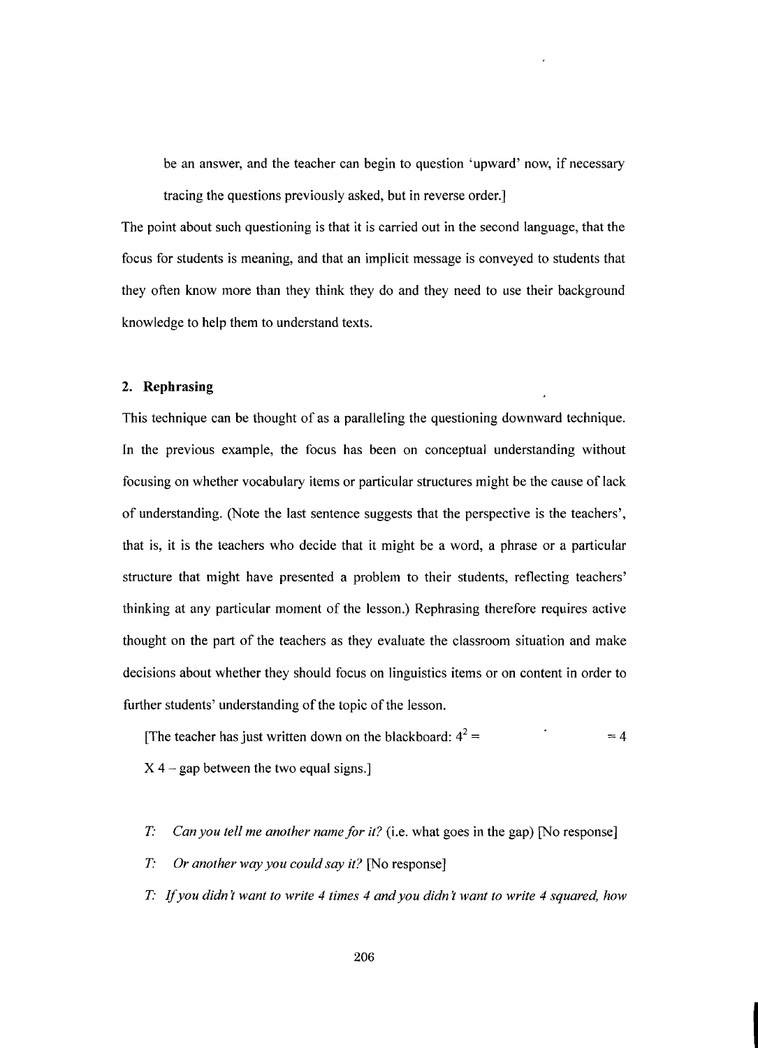be an answer, and the teacher can begin to question 'upward' now, if necessary tracing the questions previously asked, but in reverse order.]

The point about such questioning is that it is carried out in the second language, that the focus for students is meaning, and that an implicit message is conveyed to students that they often know more than they think they do and they need to use their background knowledge to help them to understand texts.

### 2. Rephrasing

This technique can be thought of as a paralleling the questioning downward technique. In the previous example, the focus has been on conceptual understanding without focusing on whether vocabulary items or particular structures might be the cause of lack of understanding. (Note the last sentence suggests that the perspective is the teachers', that is, it is the teachers who decide that it might be a word, a phrase or a particular structure that might have presented a problem to their students, reflecting teachers' thinking at any particular moment of the lesson.) Rephrasing therefore requires active thought on the part of the teachers as they evaluate the classroom situation and make decisions about whether they should focus on linguistics items or on content in order to further students' understanding of the topic of the lesson.

[The teacher has just written down on the blackboard: $4^2 = \qquad = 4 \text{ X } 4$ – gap between the two equal signs.]

*T: Can you tell me another name for it?* (i.e. what goes in the gap) [No response]

*T: Or another way you could say it?* [No response]

*T: If you didn't want to write 4 times 4 and you didn't want to write 4 squared, how*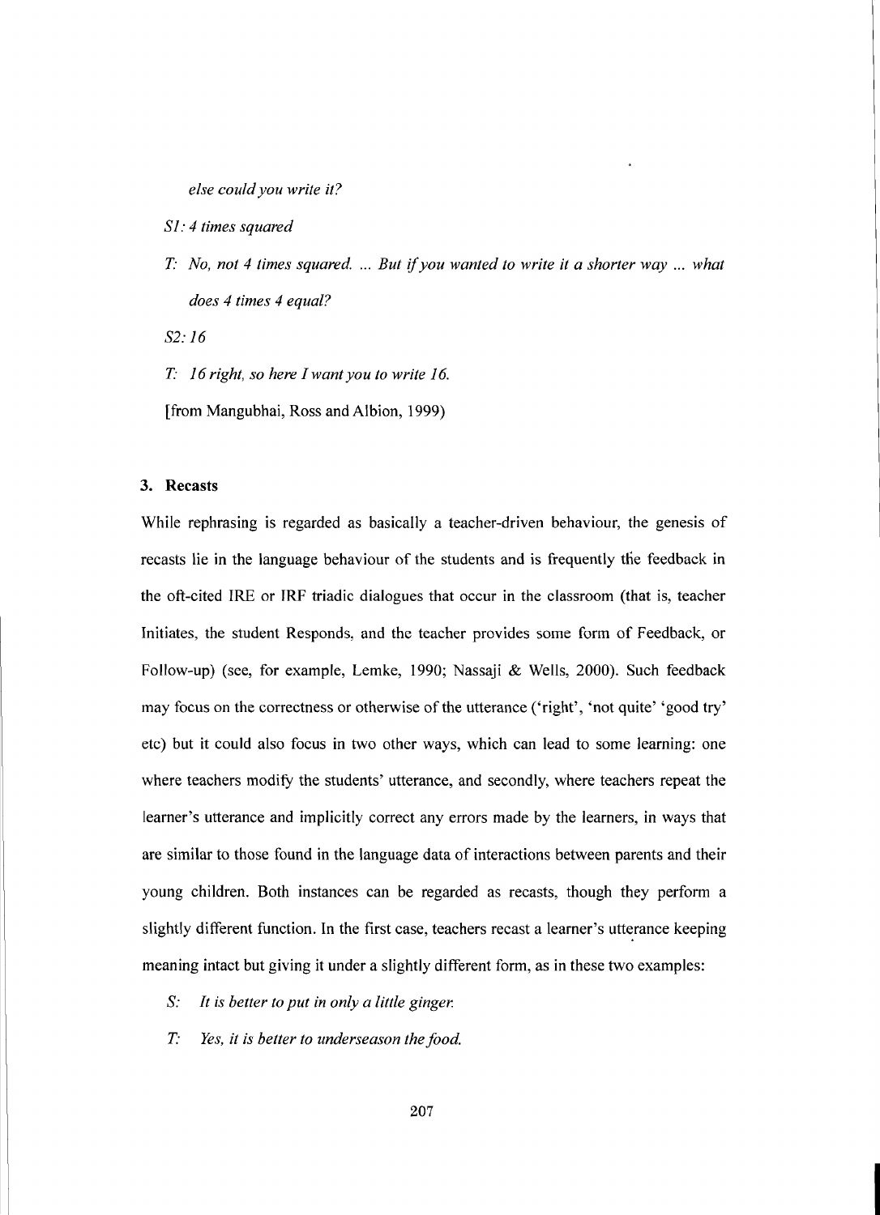*else could you write it?*

*S1: 4 times squared*

*T: No, not 4 times squared. ... But if you wanted to write it a shorter way ... what does 4 times 4 equal?*

*S2: 16*

*T: 16 right, so here I want you to write 16.*

[from Mangubhai, Ross and Albion, 1999)

### 3. Recasts

While rephrasing is regarded as basically a teacher-driven behaviour, the genesis of recasts lie in the language behaviour of the students and is frequently the feedback in the oft-cited IRE or IRF triadic dialogues that occur in the classroom (that is, teacher Initiates, the student Responds, and the teacher provides some form of Feedback, or Follow-up) (see, for example, Lemke, 1990; Nassaji & Wells, 2000). Such feedback may focus on the correctness or otherwise of the utterance ('right', 'not quite' 'good try' etc) but it could also focus in two other ways, which can lead to some learning: one where teachers modify the students' utterance, and secondly, where teachers repeat the learner's utterance and implicitly correct any errors made by the learners, in ways that are similar to those found in the language data of interactions between parents and their young children. Both instances can be regarded as recasts, though they perform a slightly different function. In the first case, teachers recast a learner's utterance keeping meaning intact but giving it under a slightly different form, as in these two examples:

*S: It is better to put in only a little ginger.*

*T: Yes, it is better to underseason the food.*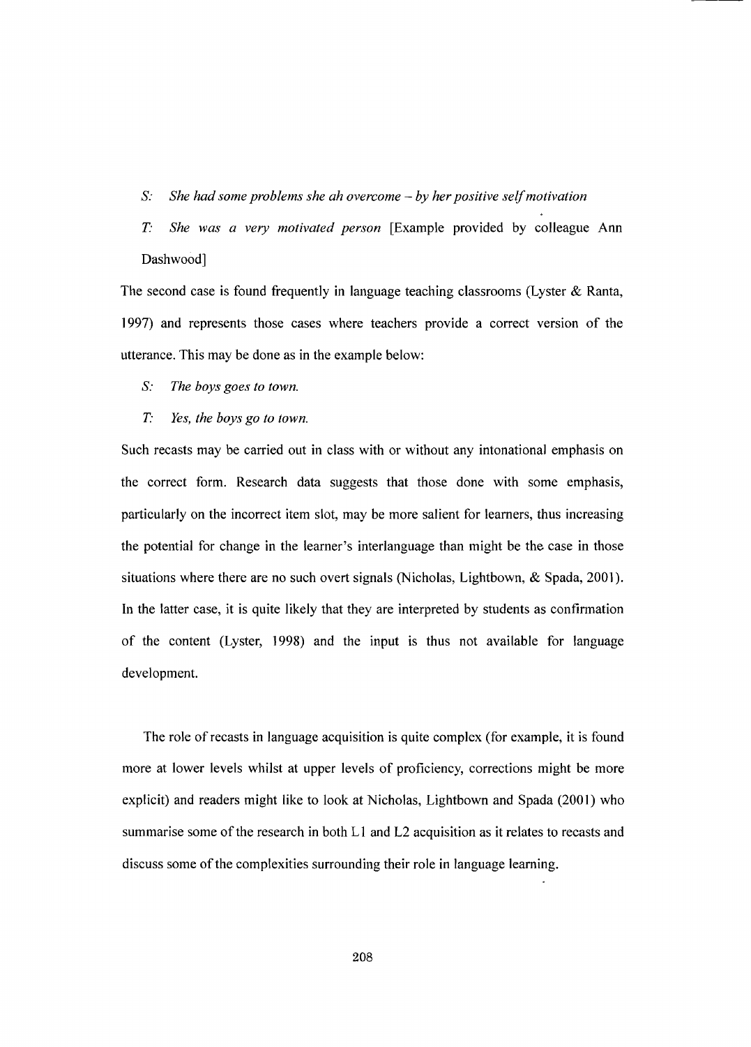*S: She had some problems she ah overcome – by her positive self motivation*

*T: She was a very motivated person* [Example provided by colleague Ann Dashwood]

The second case is found frequently in language teaching classrooms (Lyster & Ranta, 1997) and represents those cases where teachers provide a correct version of the utterance. This may be done as in the example below:

*S: The boys goes to town.*

*T: Yes, the boys go to town.*

Such recasts may be carried out in class with or without any intonational emphasis on the correct form. Research data suggests that those done with some emphasis, particularly on the incorrect item slot, may be more salient for learners, thus increasing the potential for change in the learner's interlanguage than might be the case in those situations where there are no such overt signals (Nicholas, Lightbown, & Spada, 2001). In the latter case, it is quite likely that they are interpreted by students as confirmation of the content (Lyster, 1998) and the input is thus not available for language development.

The role of recasts in language acquisition is quite complex (for example, it is found more at lower levels whilst at upper levels of proficiency, corrections might be more explicit) and readers might like to look at Nicholas, Lightbown and Spada (2001) who summarise some of the research in both L1 and L2 acquisition as it relates to recasts and discuss some of the complexities surrounding their role in language learning.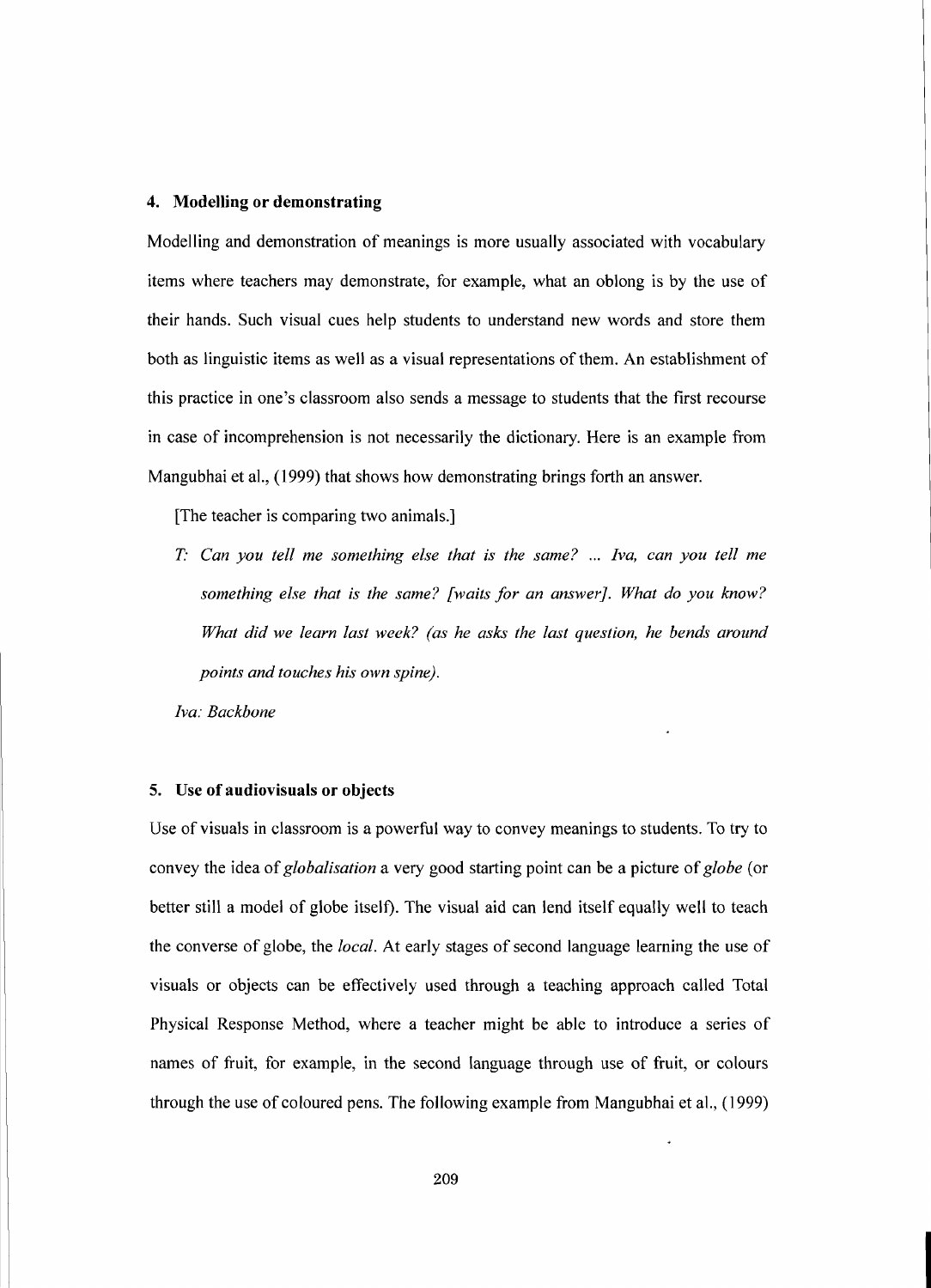#### 4. Modelling or demonstrating

Modelling and demonstration of meanings is more usually associated with vocabulary items where teachers may demonstrate, for example, what an oblong is by the use of their hands. Such visual cues help students to understand new words and store them both as linguistic items as well as a visual representations of them. An establishment of this practice in one's classroom also sends a message to students that the first recourse in case of incomprehension is not necessarily the dictionary. Here is an example from Mangubhai et al., (1999) that shows how demonstrating brings forth an answer.

[The teacher is comparing two animals.]

*T: Can you tell me something else that is the same? ... Iva, can you tell me something else that is the same? [waits for an answer]. What do you know? What did we learn last week? (as he asks the last question, he bends around points and touches his own spine).*

*Iva: Backbone*

#### 5. Use of audiovisuals or objects

Use of visuals in classroom is a powerful way to convey meanings to students. To try to convey the idea of *globalisation* a very good starting point can be a picture of *globe* (or better still a model of globe itself). The visual aid can lend itself equally well to teach the converse of globe, the *local*. At early stages of second language learning the use of visuals or objects can be effectively used through a teaching approach called Total Physical Response Method, where a teacher might be able to introduce a series of names of fruit, for example, in the second language through use of fruit, or colours through the use of coloured pens. The following example from Mangubhai et al., (1999)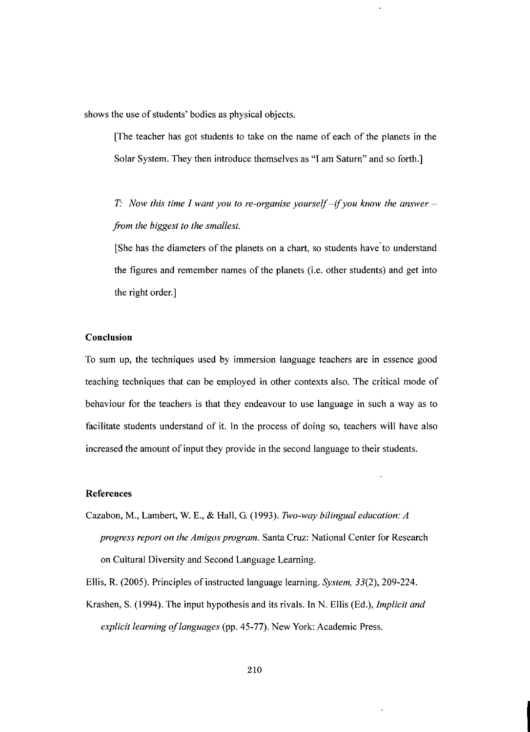shows the use of students' bodies as physical objects.

> [The teacher has got students to take on the name of each of the planets in the Solar System. They then introduce themselves as "I am Saturn" and so forth.]
>
> *T: Now this time I want you to re-organise yourself –if you know the answer – from the biggest to the smallest.*
>
> [She has the diameters of the planets on a chart, so students have to understand the figures and remember names of the planets (i.e. other students) and get into the right order.]

### Conclusion

To sum up, the techniques used by immersion language teachers are in essence good teaching techniques that can be employed in other contexts also. The critical mode of behaviour for the teachers is that they endeavour to use language in such a way as to facilitate students understand of it. In the process of doing so, teachers will have also increased the amount of input they provide in the second language to their students.

### References

Cazabon, M., Lambert, W. E., & Hall, G. (1993). *Two-way bilingual education: A progress report on the Amigos program*. Santa Cruz: National Center for Research on Cultural Diversity and Second Language Learning.

Ellis, R. (2005). Principles of instructed language learning. *System, 33*(2), 209-224.

Krashen, S. (1994). The input hypothesis and its rivals. In N. Ellis (Ed.), *Implicit and explicit learning of languages* (pp. 45-77). New York: Academic Press.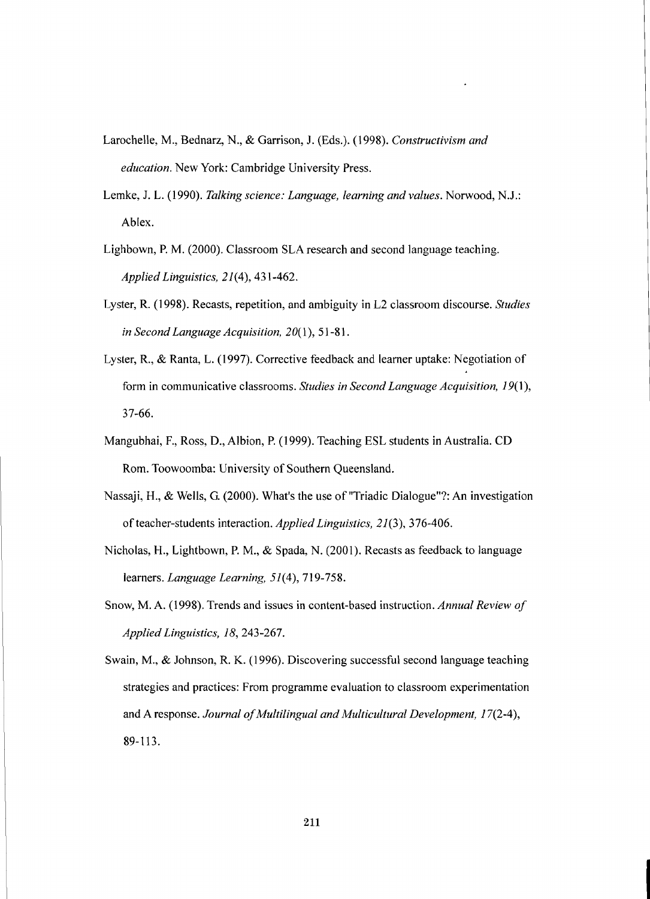Larochelle, M., Bednarz, N., & Garrison, J. (Eds.). (1998). *Constructivism and education*. New York: Cambridge University Press.

Lemke, J. L. (1990). *Talking science: Language, learning and values*. Norwood, N.J.: Ablex.

Lighbown, P. M. (2000). Classroom SLA research and second language teaching. *Applied Linguistics, 21*(4), 431-462.

Lyster, R. (1998). Recasts, repetition, and ambiguity in L2 classroom discourse. *Studies in Second Language Acquisition, 20*(1), 51-81.

Lyster, R., & Ranta, L. (1997). Corrective feedback and learner uptake: Negotiation of form in communicative classrooms. *Studies in Second Language Acquisition, 19*(1), 37-66.

Mangubhai, F., Ross, D., Albion, P. (1999). Teaching ESL students in Australia. CD Rom. Toowoomba: University of Southern Queensland.

Nassaji, H., & Wells, G. (2000). What's the use of "Triadic Dialogue"?: An investigation of teacher-students interaction. *Applied Linguistics, 21*(3), 376-406.

Nicholas, H., Lightbown, P. M., & Spada, N. (2001). Recasts as feedback to language learners. *Language Learning, 51*(4), 719-758.

Snow, M. A. (1998). Trends and issues in content-based instruction. *Annual Review of Applied Linguistics, 18*, 243-267.

Swain, M., & Johnson, R. K. (1996). Discovering successful second language teaching strategies and practices: From programme evaluation to classroom experimentation and A response. *Journal of Multilingual and Multicultural Development, 17*(2-4), 89-113.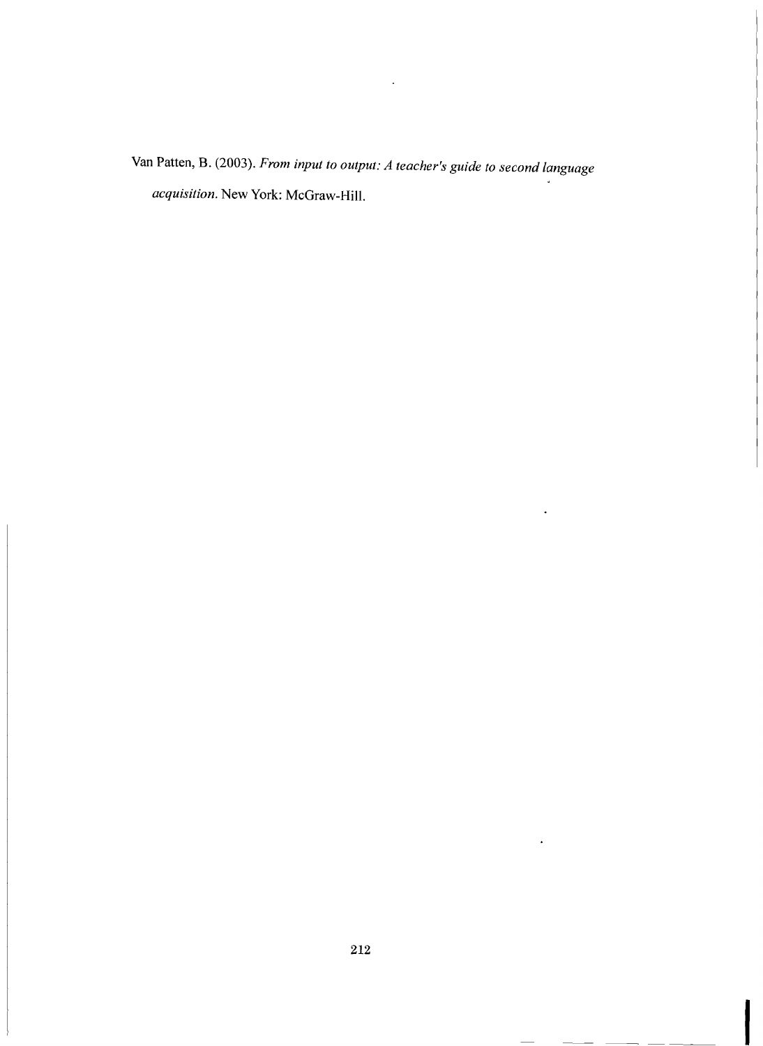Van Patten, B. (2003). *From input to output: A teacher's guide to second language acquisition*. New York: McGraw-Hill.